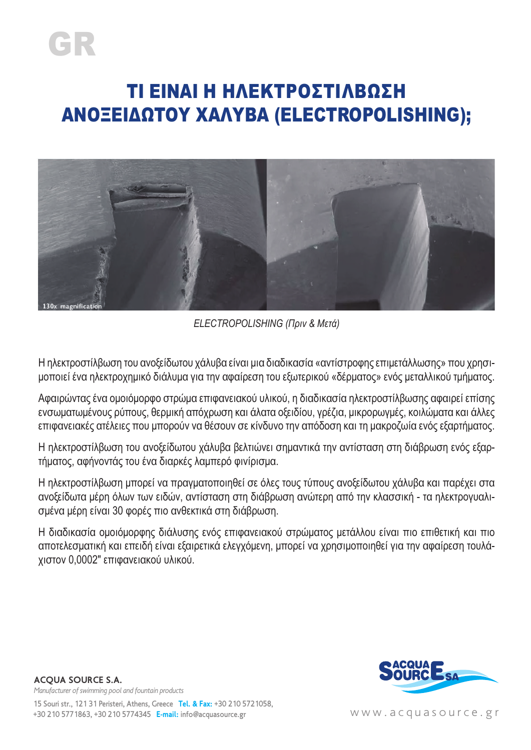GR

# ΤΙ ΕΙΝΑΙ Η ΗΛΕΚΤΡΟΣΤΙΛΒΩΣΗ ΑΝΟΞΕΙΔΩΤΟΥ ΧΑΛΥΒΑ (ELECTROPOLISHING);

*ELECTROPOLISHING (Πριν & Μετά)*

Η ηλεκτροστίλβωση του ανοξείδωτου χάλυβα είναι μια διαδικασία «αντίστροφης επιμετάλλωσης» που χρησιμοποιεί ένα ηλεκτροχημικό διάλυμα για την αφαίρεση του εξωτερικού «δέρματος» ενός μεταλλικού τμήματος.

Αφαιρώντας ένα ομοιόμορφο στρώμα επιφανειακού υλικού, η διαδικασία ηλεκτροστίλβωσης αφαιρεί επίσης ενσωματωμένους ρύπους, θερμική απόχρωση και άλατα οξειδίου, γρέζια, μικρορωγμές, κοιλώματα και άλλες επιφανειακές ατέλειες που μπορούν να θέσουν σε κίνδυνο την απόδοση και τη μακροζωία ενός εξαρτήματος.

Η ηλεκτροστίλβωση του ανοξείδωτου χάλυβα βελτιώνει σημαντικά την αντίσταση στη διάβρωση ενός εξαρτήματος, αφήνοντάς του ένα διαρκές λαμπερό φινίρισμα.

Η ηλεκτροστίλβωση μπορεί να πραγματοποιηθεί σε όλες τους τύπους ανοξείδωτου χάλυβα και παρέχει στα ανοξείδωτα μέρη όλων των ειδών, αντίσταση στη διάβρωση ανώτερη από την κλασσική - τα ηλεκτρογυαλισμένα μέρη είναι 30 φορές πιο ανθεκτικά στη διάβρωση.

Η διαδικασία ομοιόμορφης διάλυσης ενός επιφανειακού στρώματος μετάλλου είναι πιο επιθετική και πιο αποτελεσματική και επειδή είναι εξαιρετικά ελεγχόμενη, μπορεί να χρησιμοποιηθεί για την αφαίρεση τουλάχιστον 0,0002" επιφανειακού υλικού.

**ACQUA SOURCE S.A.**
*Manufacturer of swimming pool and fountain products*
15 Souri str., 121 31 Peristeri, Athens, Greece **Tel. & Fax:** +30 210 5721058, +30 210 5771863, +30 210 5774345 **E-mail:** info@acquasource.gr

www.acquasource.gr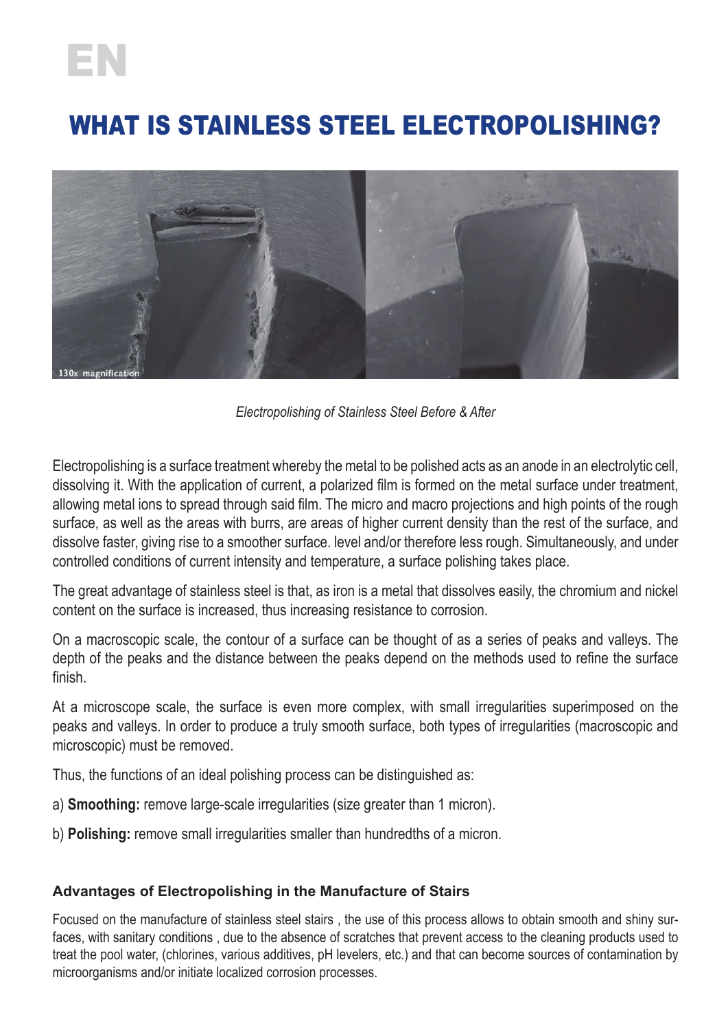EN

# WHAT IS STAINLESS STEEL ELECTROPOLISHING?

*Electropolishing of Stainless Steel Before & After*

Electropolishing is a surface treatment whereby the metal to be polished acts as an anode in an electrolytic cell, dissolving it. With the application of current, a polarized film is formed on the metal surface under treatment, allowing metal ions to spread through said film. The micro and macro projections and high points of the rough surface, as well as the areas with burrs, are areas of higher current density than the rest of the surface, and dissolve faster, giving rise to a smoother surface. level and/or therefore less rough. Simultaneously, and under controlled conditions of current intensity and temperature, a surface polishing takes place.

The great advantage of stainless steel is that, as iron is a metal that dissolves easily, the chromium and nickel content on the surface is increased, thus increasing resistance to corrosion.

On a macroscopic scale, the contour of a surface can be thought of as a series of peaks and valleys. The depth of the peaks and the distance between the peaks depend on the methods used to refine the surface finish.

At a microscope scale, the surface is even more complex, with small irregularities superimposed on the peaks and valleys. In order to produce a truly smooth surface, both types of irregularities (macroscopic and microscopic) must be removed.

Thus, the functions of an ideal polishing process can be distinguished as:

a) **Smoothing:** remove large-scale irregularities (size greater than 1 micron).

b) **Polishing:** remove small irregularities smaller than hundredths of a micron.

### Advantages of Electropolishing in the Manufacture of Stairs

Focused on the manufacture of stainless steel stairs , the use of this process allows to obtain smooth and shiny surfaces, with sanitary conditions , due to the absence of scratches that prevent access to the cleaning products used to treat the pool water, (chlorines, various additives, pH levelers, etc.) and that can become sources of contamination by microorganisms and/or initiate localized corrosion processes.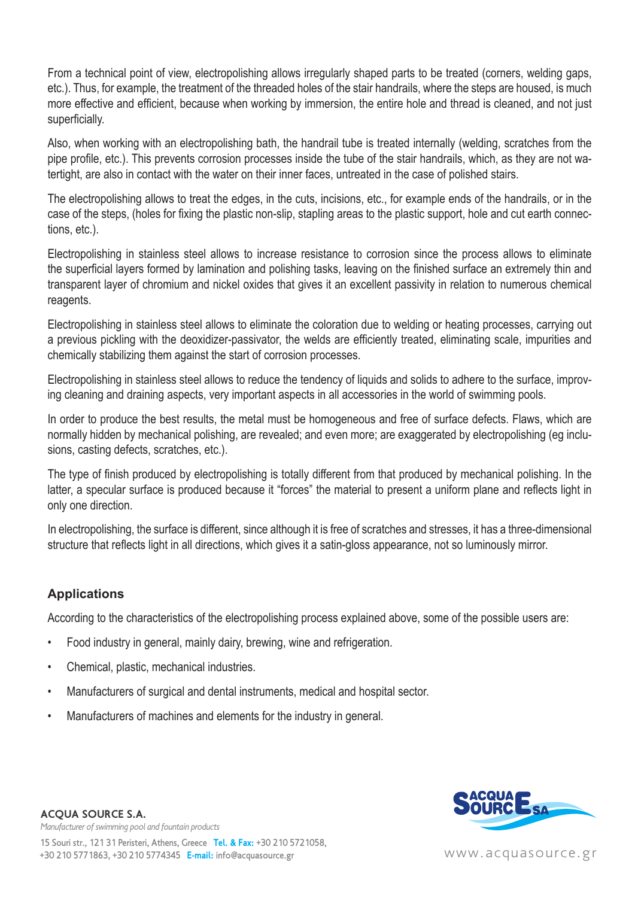From a technical point of view, electropolishing allows irregularly shaped parts to be treated (corners, welding gaps, etc.). Thus, for example, the treatment of the threaded holes of the stair handrails, where the steps are housed, is much more effective and efficient, because when working by immersion, the entire hole and thread is cleaned, and not just superficially.

Also, when working with an electropolishing bath, the handrail tube is treated internally (welding, scratches from the pipe profile, etc.). This prevents corrosion processes inside the tube of the stair handrails, which, as they are not watertight, are also in contact with the water on their inner faces, untreated in the case of polished stairs.

The electropolishing allows to treat the edges, in the cuts, incisions, etc., for example ends of the handrails, or in the case of the steps, (holes for fixing the plastic non-slip, stapling areas to the plastic support, hole and cut earth connections, etc.).

Electropolishing in stainless steel allows to increase resistance to corrosion since the process allows to eliminate the superficial layers formed by lamination and polishing tasks, leaving on the finished surface an extremely thin and transparent layer of chromium and nickel oxides that gives it an excellent passivity in relation to numerous chemical reagents.

Electropolishing in stainless steel allows to eliminate the coloration due to welding or heating processes, carrying out a previous pickling with the deoxidizer-passivator, the welds are efficiently treated, eliminating scale, impurities and chemically stabilizing them against the start of corrosion processes.

Electropolishing in stainless steel allows to reduce the tendency of liquids and solids to adhere to the surface, improving cleaning and draining aspects, very important aspects in all accessories in the world of swimming pools.

In order to produce the best results, the metal must be homogeneous and free of surface defects. Flaws, which are normally hidden by mechanical polishing, are revealed; and even more; are exaggerated by electropolishing (eg inclusions, casting defects, scratches, etc.).

The type of finish produced by electropolishing is totally different from that produced by mechanical polishing. In the latter, a specular surface is produced because it "forces" the material to present a uniform plane and reflects light in only one direction.

In electropolishing, the surface is different, since although it is free of scratches and stresses, it has a three-dimensional structure that reflects light in all directions, which gives it a satin-gloss appearance, not so luminously mirror.

## Applications

According to the characteristics of the electropolishing process explained above, some of the possible users are:

- Food industry in general, mainly dairy, brewing, wine and refrigeration.
- Chemical, plastic, mechanical industries.
- Manufacturers of surgical and dental instruments, medical and hospital sector.
- Manufacturers of machines and elements for the industry in general.

**ACQUA SOURCE S.A.**
*Manufacturer of swimming pool and fountain products*
15 Souri str., 121 31 Peristeri, Athens, Greece **Tel. & Fax:** +30 210 5721058, +30 210 5771863, +30 210 5774345 **E-mail:** info@acquasource.gr

www.acquasource.gr